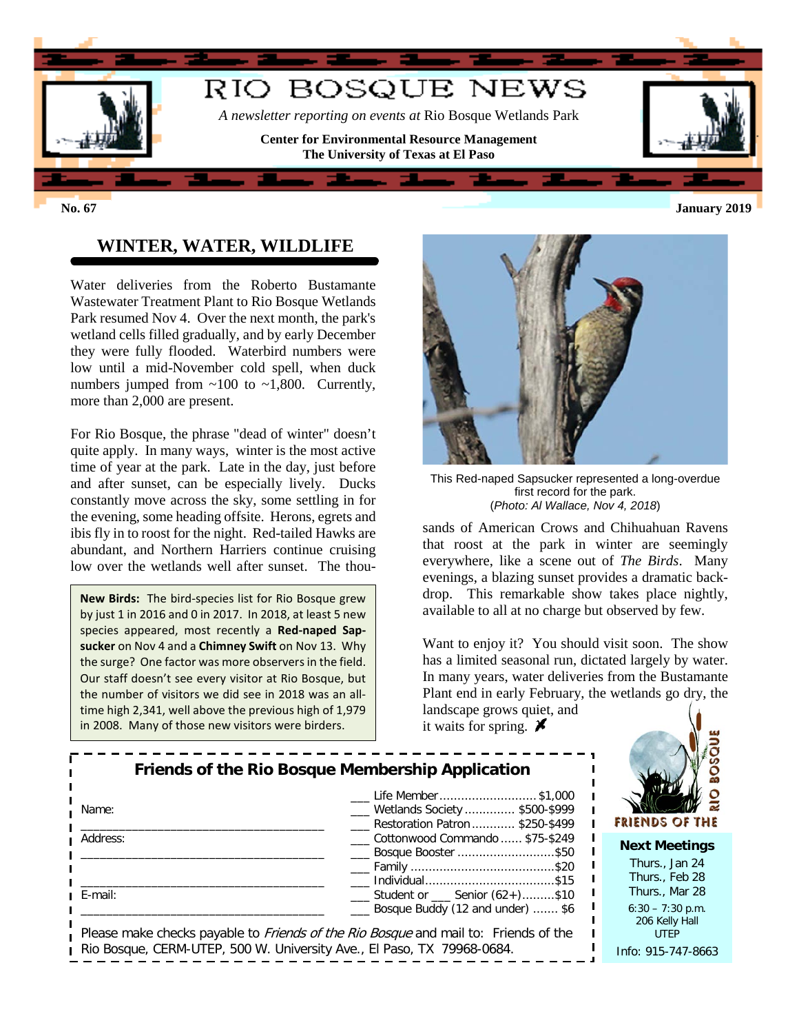# RIO BOSQUE NEWS

*A newsletter reporting on events at* Rio Bosque Wetlands Park

**Center for Environmental Resource Management**
**The University of Texas at El Paso**

**No. 67** **January 2019**

## WINTER, WATER, WILDLIFE

Water deliveries from the Roberto Bustamante Wastewater Treatment Plant to Rio Bosque Wetlands Park resumed Nov 4. Over the next month, the park's wetland cells filled gradually, and by early December they were fully flooded. Waterbird numbers were low until a mid-November cold spell, when duck numbers jumped from ~100 to ~1,800. Currently, more than 2,000 are present.

For Rio Bosque, the phrase "dead of winter" doesn't quite apply. In many ways, winter is the most active time of year at the park. Late in the day, just before and after sunset, can be especially lively. Ducks constantly move across the sky, some settling in for the evening, some heading offsite. Herons, egrets and ibis fly in to roost for the night. Red-tailed Hawks are abundant, and Northern Harriers continue cruising low over the wetlands well after sunset. The thousands of American Crows and Chihuahuan Ravens that roost at the park in winter are seemingly everywhere, like a scene out of *The Birds*. Many evenings, a blazing sunset provides a dramatic backdrop. This remarkable show takes place nightly, available to all at no charge but observed by few.

Want to enjoy it? You should visit soon. The show has a limited seasonal run, dictated largely by water. In many years, water deliveries from the Bustamante Plant end in early February, the wetlands go dry, the landscape grows quiet, and it waits for spring.

> **New Birds:** The bird-species list for Rio Bosque grew by just 1 in 2016 and 0 in 2017. In 2018, at least 5 new species appeared, most recently a **Red-naped Sapsucker** on Nov 4 and a **Chimney Swift** on Nov 13. Why the surge? One factor was more observers in the field. Our staff doesn't see every visitor at Rio Bosque, but the number of visitors we did see in 2018 was an all-time high 2,341, well above the previous high of 1,979 in 2008. Many of those new visitors were birders.

This Red-naped Sapsucker represented a long-overdue first record for the park.
(*Photo: Al Wallace, Nov 4, 2018*)

### Friends of the Rio Bosque Membership Application

Name: ______________________________

Address: ______________________________

______________________________

E-mail: ______________________________

- ___ Life Member ........................ $1,000
- ___ Wetlands Society ............. $500-$999
- ___ Restoration Patron ............ $250-$499
- ___ Cottonwood Commando ...... $75-$249
- ___ Bosque Booster ......................... $50
- ___ Family ........................................ $20
- ___ Individual .................................... $15
- ___ Student or ___ Senior (62+).........$10
- ___ Bosque Buddy (12 and under) ....... $6

Please make checks payable to *Friends of the Rio Bosque* and mail to: Friends of the Rio Bosque, CERM-UTEP, 500 W. University Ave., El Paso, TX 79968-0684.

FRIENDS OF THE RIO BOSQUE

**Next Meetings**

Thurs., Jan 24
Thurs., Feb 28
Thurs., Mar 28
6:30 – 7:30 p.m.
206 Kelly Hall
UTEP

Info: 915-747-8663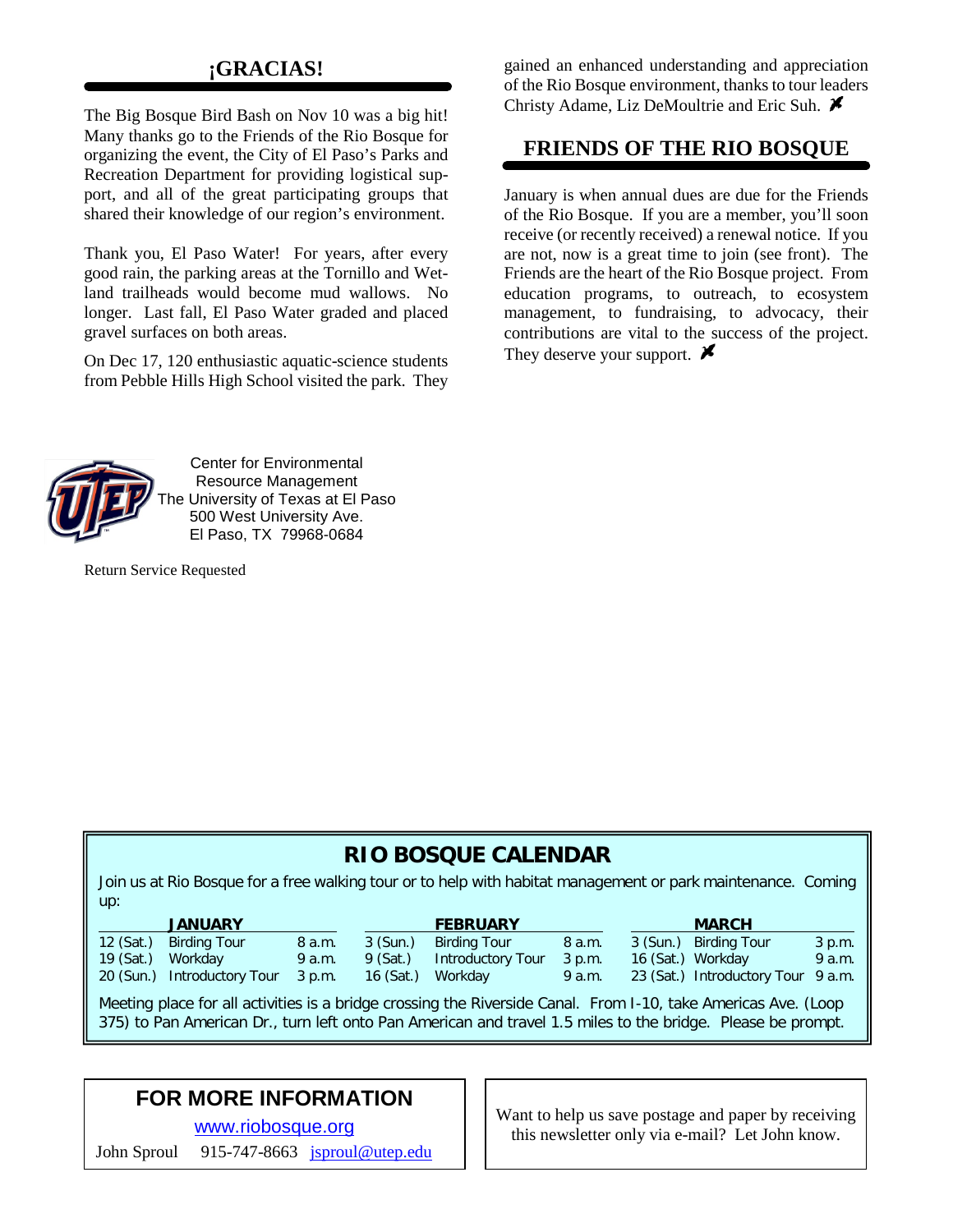## ¡GRACIAS!

The Big Bosque Bird Bash on Nov 10 was a big hit! Many thanks go to the Friends of the Rio Bosque for organizing the event, the City of El Paso's Parks and Recreation Department for providing logistical support, and all of the great participating groups that shared their knowledge of our region's environment.

Thank you, El Paso Water! For years, after every good rain, the parking areas at the Tornillo and Wetland trailheads would become mud wallows. No longer. Last fall, El Paso Water graded and placed gravel surfaces on both areas.

On Dec 17, 120 enthusiastic aquatic-science students from Pebble Hills High School visited the park. They gained an enhanced understanding and appreciation of the Rio Bosque environment, thanks to tour leaders Christy Adame, Liz DeMoultrie and Eric Suh.

## FRIENDS OF THE RIO BOSQUE

January is when annual dues are due for the Friends of the Rio Bosque. If you are a member, you'll soon receive (or recently received) a renewal notice. If you are not, now is a great time to join (see front). The Friends are the heart of the Rio Bosque project. From education programs, to outreach, to ecosystem management, to fundraising, to advocacy, their contributions are vital to the success of the project. They deserve your support.

Center for Environmental Resource Management
The University of Texas at El Paso
500 West University Ave.
El Paso, TX 79968-0684

Return Service Requested

## RIO BOSQUE CALENDAR

Join us at Rio Bosque for a free walking tour or to help with habitat management or park maintenance. Coming up:

| JANUARY | | | FEBRUARY | | | MARCH | | |
|---|---|---|---|---|---|---|---|---|
| 12 (Sat.) | Birding Tour | 8 a.m. | 3 (Sun.) | Birding Tour | 8 a.m. | 3 (Sun.) | Birding Tour | 3 p.m. |
| 19 (Sat.) | Workday | 9 a.m. | 9 (Sat.) | Introductory Tour | 3 p.m. | 16 (Sat.) | Workday | 9 a.m. |
| 20 (Sun.) | Introductory Tour | 3 p.m. | 16 (Sat.) | Workday | 9 a.m. | 23 (Sat.) | Introductory Tour | 9 a.m. |

Meeting place for all activities is a bridge crossing the Riverside Canal. From I-10, take Americas Ave. (Loop 375) to Pan American Dr., turn left onto Pan American and travel 1.5 miles to the bridge. Please be prompt.

### FOR MORE INFORMATION

www.riobosque.org

John Sproul 915-747-8663 jsproul@utep.edu

Want to help us save postage and paper by receiving this newsletter only via e-mail? Let John know.